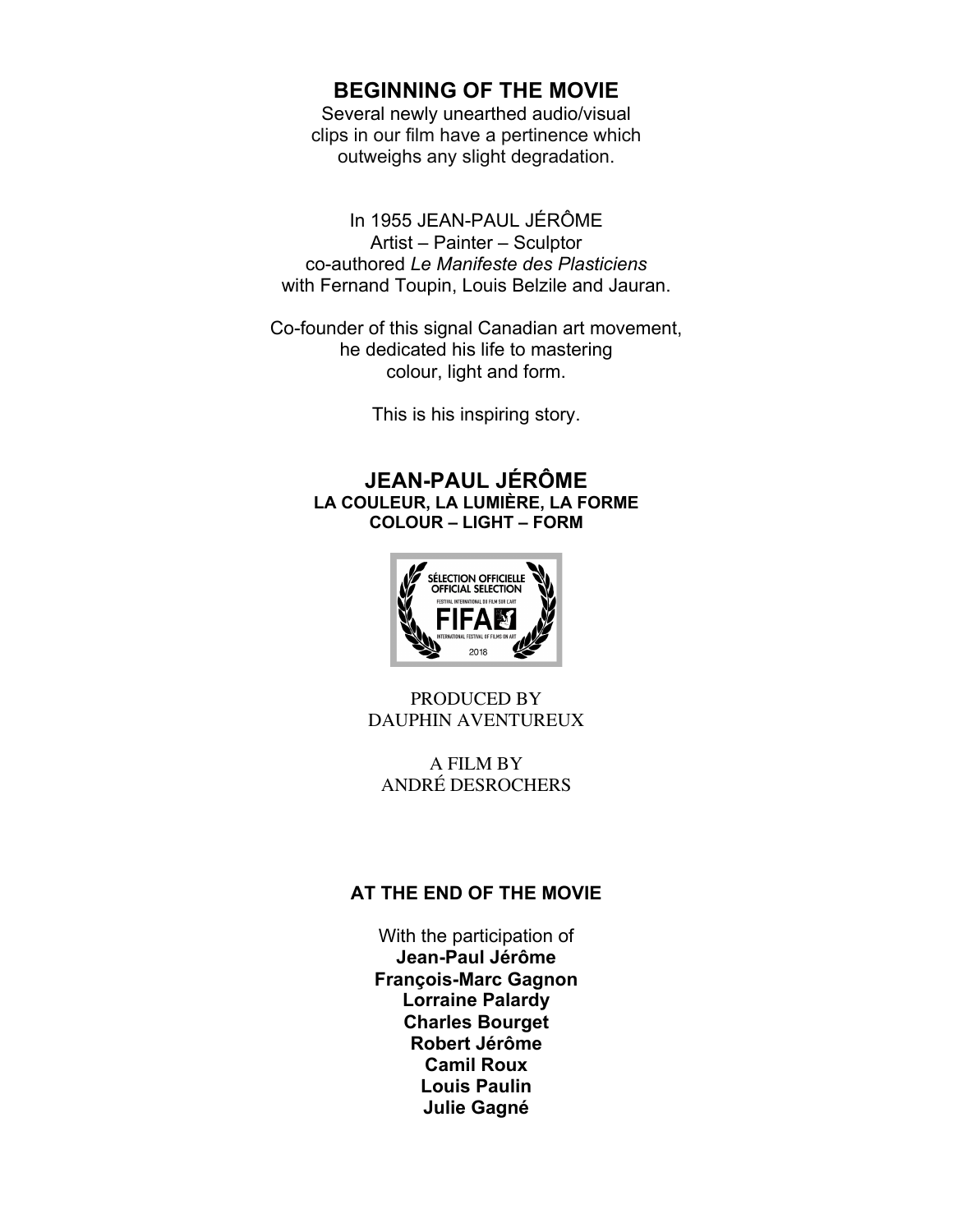## BEGINNING OF THE MOVIE

Several newly unearthed audio/visual clips in our film have a pertinence which outweighs any slight degradation.

In 1955 JEAN-PAUL JÉRÔME
Artist – Painter – Sculptor
co-authored *Le Manifeste des Plasticiens*
with Fernand Toupin, Louis Belzile and Jauran.

Co-founder of this signal Canadian art movement, he dedicated his life to mastering colour, light and form.

This is his inspiring story.

## JEAN-PAUL JÉRÔME

**LA COULEUR, LA LUMIÈRE, LA FORME**
**COLOUR – LIGHT – FORM**

SÉLECTION OFFICIELLE
OFFICIAL SELECTION
FESTIVAL INTERNATIONAL DU FILM SUR L'ART
FIFA
INTERNATIONAL FESTIVAL OF FILMS ON ART
2018

PRODUCED BY
DAUPHIN AVENTUREUX

A FILM BY
ANDRÉ DESROCHERS

## AT THE END OF THE MOVIE

With the participation of
**Jean-Paul Jérôme**
**François-Marc Gagnon**
**Lorraine Palardy**
**Charles Bourget**
**Robert Jérôme**
**Camil Roux**
**Louis Paulin**
**Julie Gagné**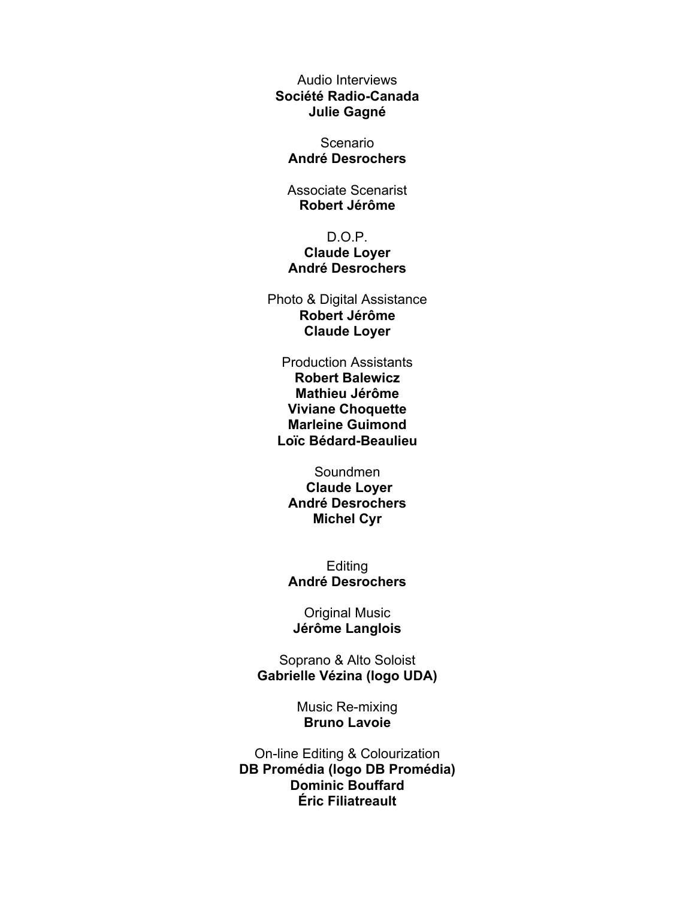Audio Interviews
**Société Radio-Canada**
**Julie Gagné**

Scenario
**André Desrochers**

Associate Scenarist
**Robert Jérôme**

D.O.P.
**Claude Loyer**
**André Desrochers**

Photo & Digital Assistance
**Robert Jérôme**
**Claude Loyer**

Production Assistants
**Robert Balewicz**
**Mathieu Jérôme**
**Viviane Choquette**
**Marleine Guimond**
**Loïc Bédard-Beaulieu**

Soundmen
**Claude Loyer**
**André Desrochers**
**Michel Cyr**

Editing
**André Desrochers**

Original Music
**Jérôme Langlois**

Soprano & Alto Soloist
**Gabrielle Vézina (logo UDA)**

Music Re-mixing
**Bruno Lavoie**

On-line Editing & Colourization
**DB Promédia (logo DB Promédia)**
**Dominic Bouffard**
**Éric Filiatreault**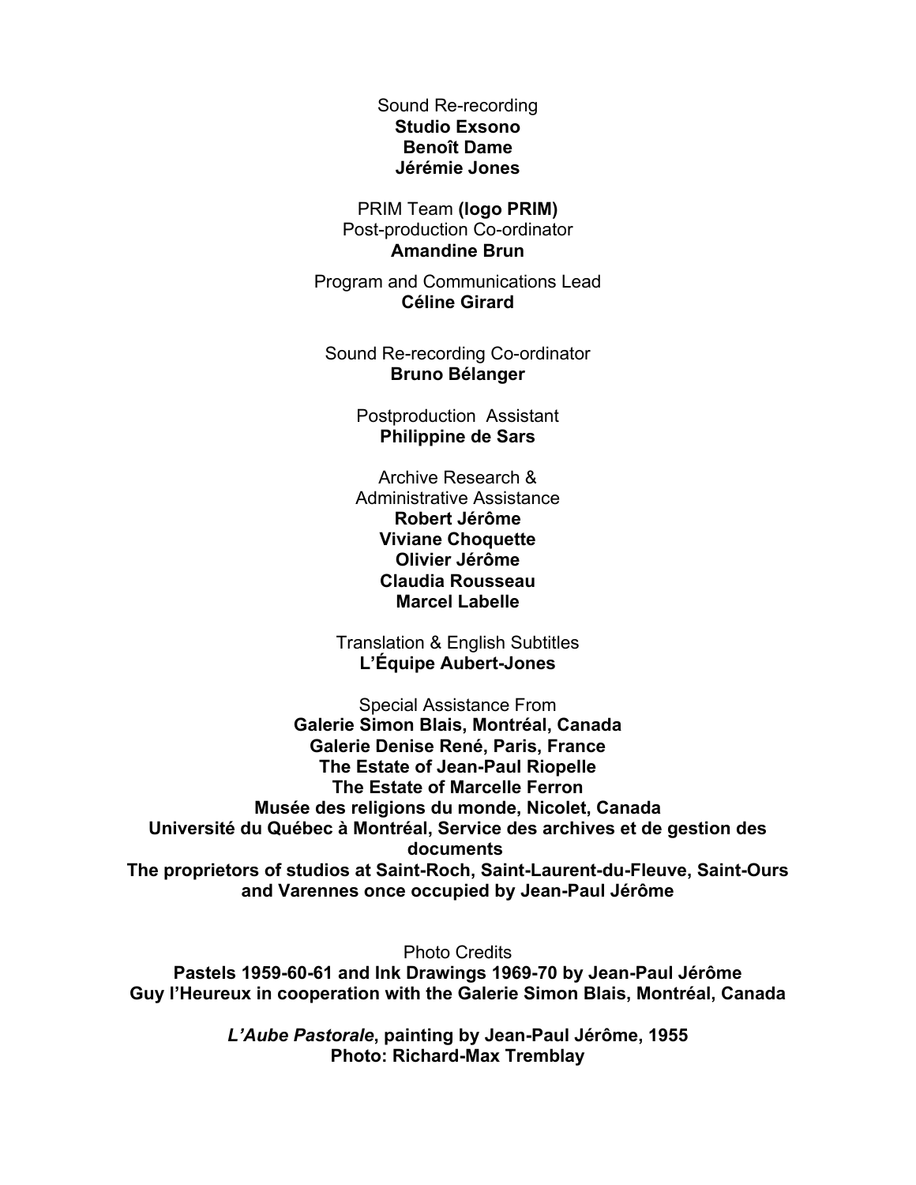Sound Re-recording
**Studio Exsono**
**Benoît Dame**
**Jérémie Jones**

PRIM Team **(logo PRIM)**
Post-production Co-ordinator
**Amandine Brun**

Program and Communications Lead
**Céline Girard**

Sound Re-recording Co-ordinator
**Bruno Bélanger**

Postproduction Assistant
**Philippine de Sars**

Archive Research &
Administrative Assistance
**Robert Jérôme**
**Viviane Choquette**
**Olivier Jérôme**
**Claudia Rousseau**
**Marcel Labelle**

Translation & English Subtitles
**L'Équipe Aubert-Jones**

Special Assistance From
**Galerie Simon Blais, Montréal, Canada**
**Galerie Denise René, Paris, France**
**The Estate of Jean-Paul Riopelle**
**The Estate of Marcelle Ferron**
**Musée des religions du monde, Nicolet, Canada**
**Université du Québec à Montréal, Service des archives et de gestion des documents**
**The proprietors of studios at Saint-Roch, Saint-Laurent-du-Fleuve, Saint-Ours and Varennes once occupied by Jean-Paul Jérôme**

Photo Credits
**Pastels 1959-60-61 and Ink Drawings 1969-70 by Jean-Paul Jérôme**
**Guy l'Heureux in cooperation with the Galerie Simon Blais, Montréal, Canada**

***L'Aube Pastorale*, painting by Jean-Paul Jérôme, 1955**
**Photo: Richard-Max Tremblay**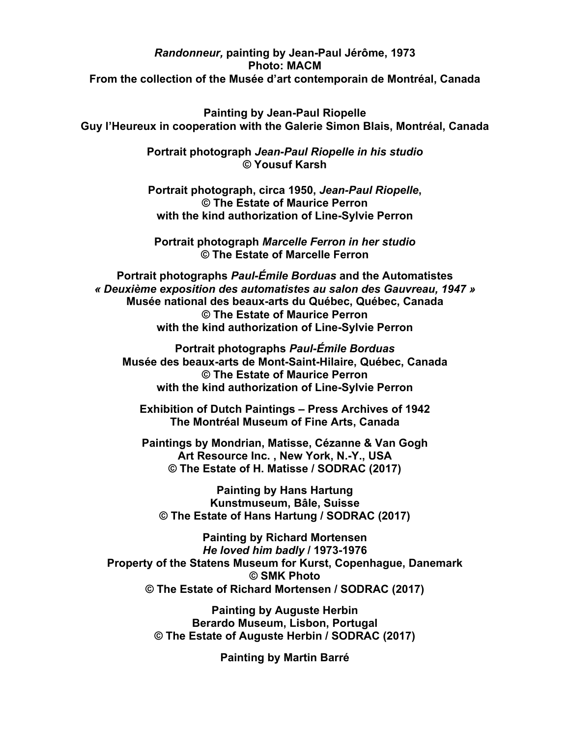***Randonneur,* painting by Jean-Paul Jérôme, 1973**
**Photo: MACM**
**From the collection of the Musée d'art contemporain de Montréal, Canada**

**Painting by Jean-Paul Riopelle**
**Guy l'Heureux in cooperation with the Galerie Simon Blais, Montréal, Canada**

**Portrait photograph *Jean-Paul Riopelle in his studio***
**© Yousuf Karsh**

**Portrait photograph, circa 1950, *Jean-Paul Riopelle*,**
**© The Estate of Maurice Perron**
**with the kind authorization of Line-Sylvie Perron**

**Portrait photograph *Marcelle Ferron in her studio***
**© The Estate of Marcelle Ferron**

**Portrait photographs *Paul-Émile Borduas* and the Automatistes**
***« Deuxième exposition des automatistes au salon des Gauvreau, 1947 »***
**Musée national des beaux-arts du Québec, Québec, Canada**
**© The Estate of Maurice Perron**
**with the kind authorization of Line-Sylvie Perron**

**Portrait photographs *Paul-Émile Borduas***
**Musée des beaux-arts de Mont-Saint-Hilaire, Québec, Canada**
**© The Estate of Maurice Perron**
**with the kind authorization of Line-Sylvie Perron**

**Exhibition of Dutch Paintings – Press Archives of 1942**
**The Montréal Museum of Fine Arts, Canada**

**Paintings by Mondrian, Matisse, Cézanne & Van Gogh**
**Art Resource Inc. , New York, N.-Y., USA**
**© The Estate of H. Matisse / SODRAC (2017)**

**Painting by Hans Hartung**
**Kunstmuseum, Bâle, Suisse**
**© The Estate of Hans Hartung / SODRAC (2017)**

**Painting by Richard Mortensen**
***He loved him badly* / 1973-1976**
**Property of the Statens Museum for Kurst, Copenhague, Danemark**
**© SMK Photo**
**© The Estate of Richard Mortensen / SODRAC (2017)**

**Painting by Auguste Herbin**
**Berardo Museum, Lisbon, Portugal**
**© The Estate of Auguste Herbin / SODRAC (2017)**

**Painting by Martin Barré**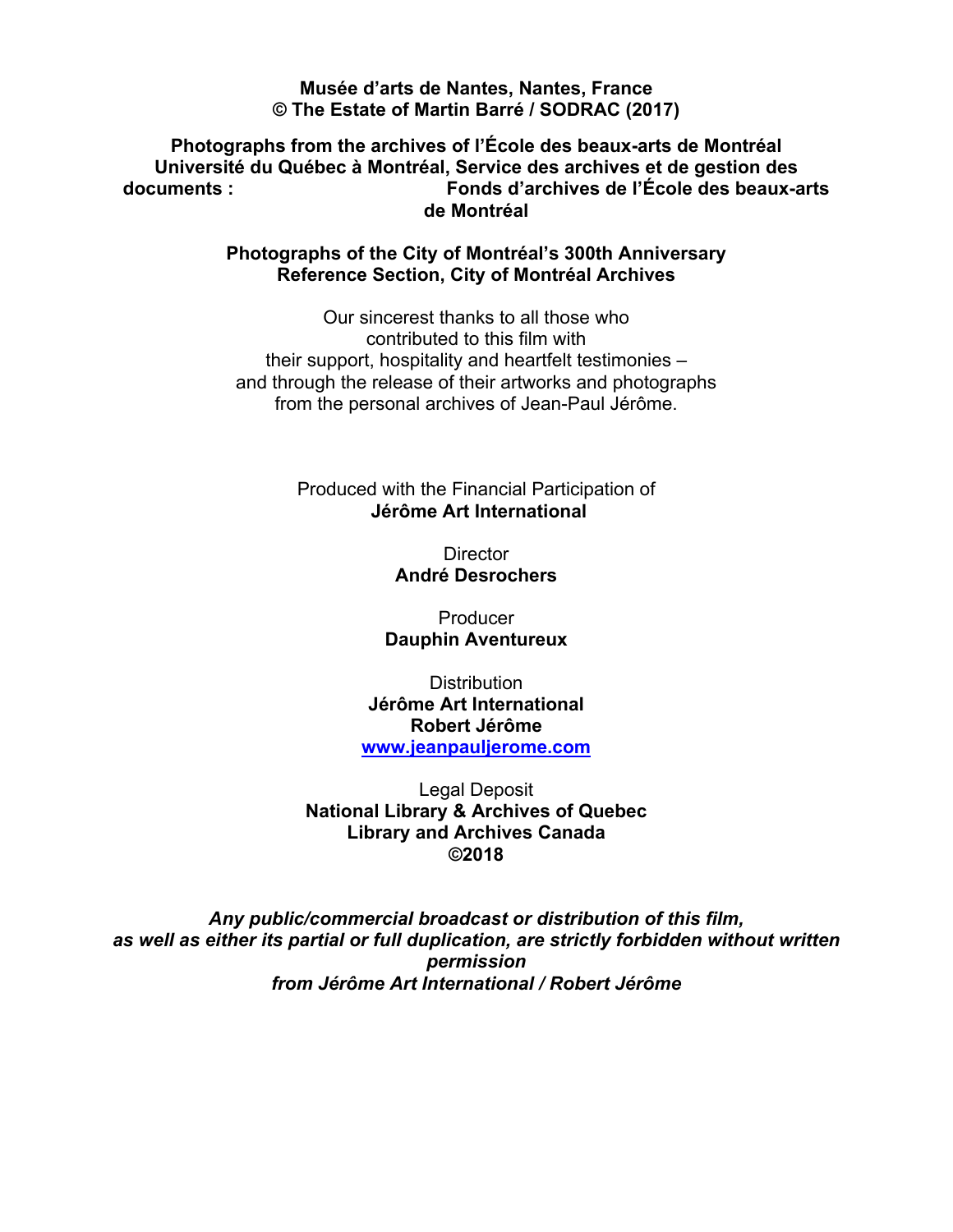**Musée d'arts de Nantes, Nantes, France**
**© The Estate of Martin Barré / SODRAC (2017)**

**Photographs from the archives of l'École des beaux-arts de Montréal**
**Université du Québec à Montréal, Service des archives et de gestion des documents : Fonds d'archives de l'École des beaux-arts de Montréal**

**Photographs of the City of Montréal's 300th Anniversary**
**Reference Section, City of Montréal Archives**

Our sincerest thanks to all those who contributed to this film with their support, hospitality and heartfelt testimonies – and through the release of their artworks and photographs from the personal archives of Jean-Paul Jérôme.

Produced with the Financial Participation of
**Jérôme Art International**

Director
**André Desrochers**

Producer
**Dauphin Aventureux**

Distribution
**Jérôme Art International**
**Robert Jérôme**
**www.jeanpauljerome.com**

Legal Deposit
**National Library & Archives of Quebec**
**Library and Archives Canada**
**©2018**

***Any public/commercial broadcast or distribution of this film, as well as either its partial or full duplication, are strictly forbidden without written permission from Jérôme Art International / Robert Jérôme***